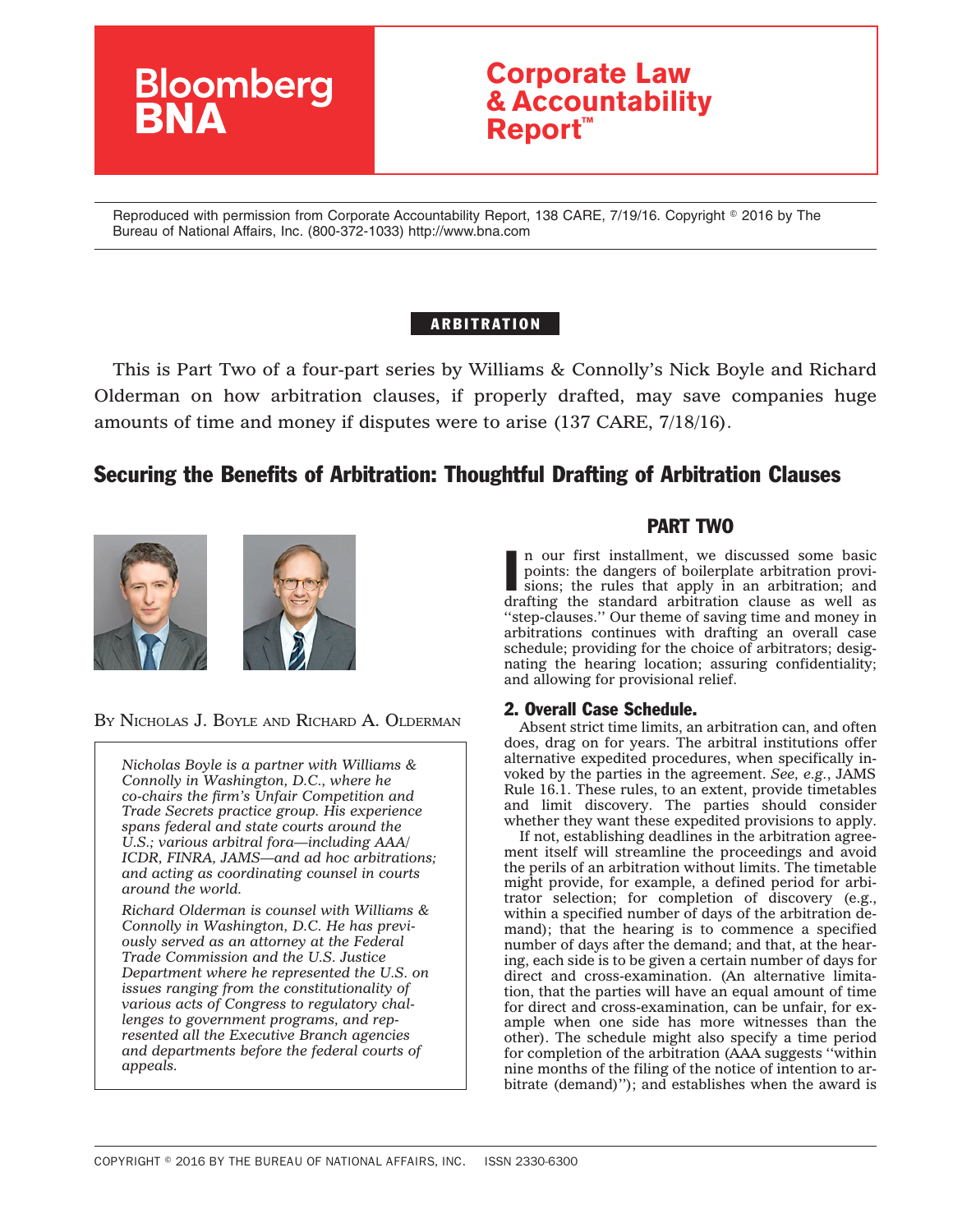Reproduced with permission from Corporate Accountability Report, 138 CARE, 7/19/16. Copyright © 2016 by The Bureau of National Affairs, Inc. (800-372-1033) http://www.bna.com

**ARBITRATION**

This is Part Two of a four-part series by Williams & Connolly's Nick Boyle and Richard Olderman on how arbitration clauses, if properly drafted, may save companies huge amounts of time and money if disputes were to arise (137 CARE, 7/18/16).

# Securing the Benefits of Arbitration: Thoughtful Drafting of Arbitration Clauses

BY NICHOLAS J. BOYLE AND RICHARD A. OLDERMAN

*Nicholas Boyle is a partner with Williams & Connolly in Washington, D.C., where he co-chairs the firm's Unfair Competition and Trade Secrets practice group. His experience spans federal and state courts around the U.S.; various arbitral fora—including AAA/ICDR, FINRA, JAMS—and ad hoc arbitrations; and acting as coordinating counsel in courts around the world.*

*Richard Olderman is counsel with Williams & Connolly in Washington, D.C. He has previously served as an attorney at the Federal Trade Commission and the U.S. Justice Department where he represented the U.S. on issues ranging from the constitutionality of various acts of Congress to regulatory challenges to government programs, and represented all the Executive Branch agencies and departments before the federal courts of appeals.*

## PART TWO

In our first installment, we discussed some basic points: the dangers of boilerplate arbitration provisions; the rules that apply in an arbitration; and drafting the standard arbitration clause as well as "step-clauses." Our theme of saving time and money in arbitrations continues with drafting an overall case schedule; providing for the choice of arbitrators; designating the hearing location; assuring confidentiality; and allowing for provisional relief.

### 2. Overall Case Schedule.

Absent strict time limits, an arbitration can, and often does, drag on for years. The arbitral institutions offer alternative expedited procedures, when specifically invoked by the parties in the agreement. *See, e.g.*, JAMS Rule 16.1. These rules, to an extent, provide timetables and limit discovery. The parties should consider whether they want these expedited provisions to apply.

If not, establishing deadlines in the arbitration agreement itself will streamline the proceedings and avoid the perils of an arbitration without limits. The timetable might provide, for example, a defined period for arbitrator selection; for completion of discovery (e.g., within a specified number of days of the arbitration demand); that the hearing is to commence a specified number of days after the demand; and that, at the hearing, each side is to be given a certain number of days for direct and cross-examination. (An alternative limitation, that the parties will have an equal amount of time for direct and cross-examination, can be unfair, for example when one side has more witnesses than the other). The schedule might also specify a time period for completion of the arbitration (AAA suggests "within nine months of the filing of the notice of intention to arbitrate (demand)"); and establishes when the award is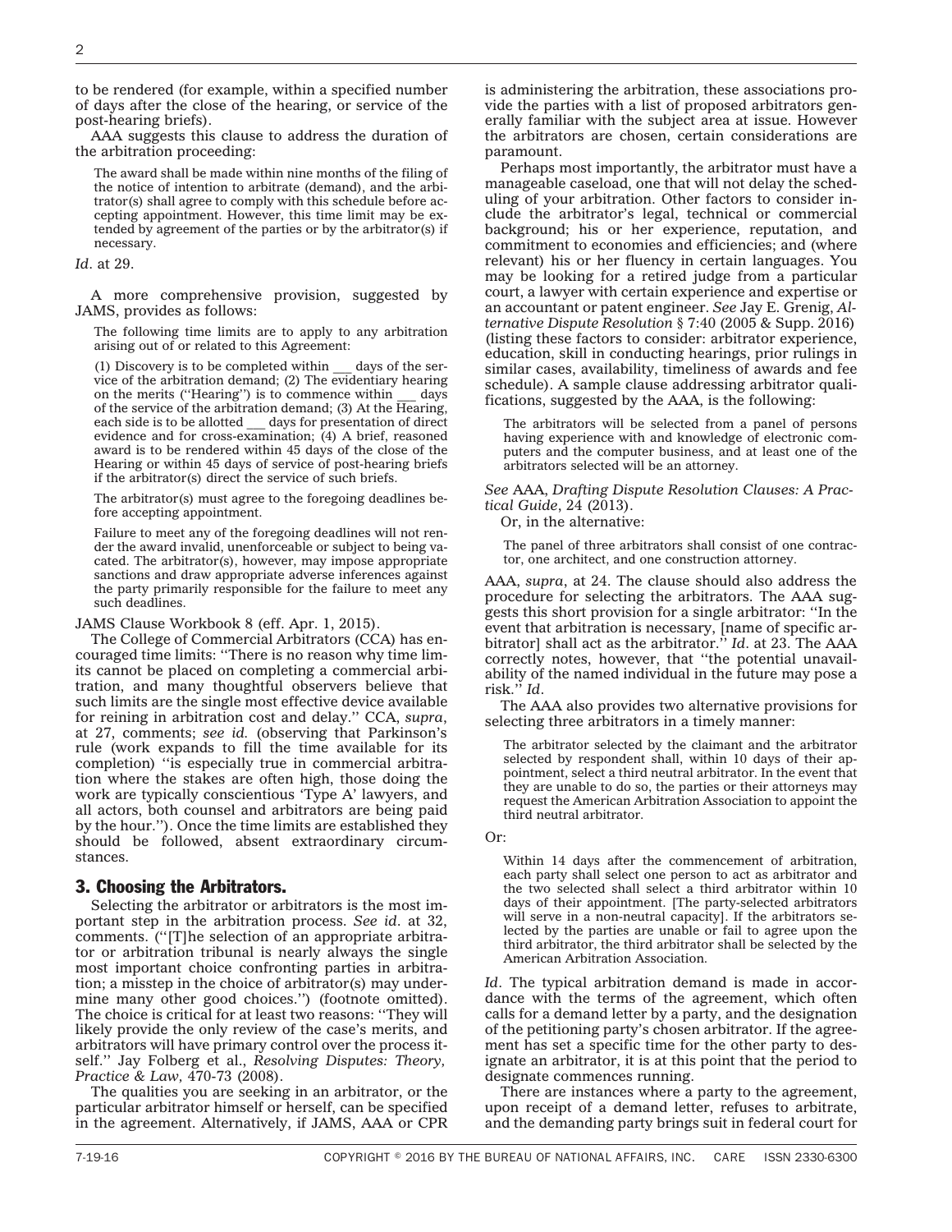to be rendered (for example, within a specified number of days after the close of the hearing, or service of the post-hearing briefs).

AAA suggests this clause to address the duration of the arbitration proceeding:

> The award shall be made within nine months of the filing of the notice of intention to arbitrate (demand), and the arbitrator(s) shall agree to comply with this schedule before accepting appointment. However, this time limit may be extended by agreement of the parties or by the arbitrator(s) if necessary.

*Id*. at 29.

A more comprehensive provision, suggested by JAMS, provides as follows:

> The following time limits are to apply to any arbitration arising out of or related to this Agreement:
>
> (1) Discovery is to be completed within ___ days of the service of the arbitration demand; (2) The evidentiary hearing on the merits (''Hearing'') is to commence within ___ days of the service of the arbitration demand; (3) At the Hearing, each side is to be allotted ___ days for presentation of direct evidence and for cross-examination; (4) A brief, reasoned award is to be rendered within 45 days of the close of the Hearing or within 45 days of service of post-hearing briefs if the arbitrator(s) direct the service of such briefs.
>
> The arbitrator(s) must agree to the foregoing deadlines before accepting appointment.
>
> Failure to meet any of the foregoing deadlines will not render the award invalid, unenforceable or subject to being vacated. The arbitrator(s), however, may impose appropriate sanctions and draw appropriate adverse inferences against the party primarily responsible for the failure to meet any such deadlines.

JAMS Clause Workbook 8 (eff. Apr. 1, 2015).

The College of Commercial Arbitrators (CCA) has encouraged time limits: ''There is no reason why time limits cannot be placed on completing a commercial arbitration, and many thoughtful observers believe that such limits are the single most effective device available for reining in arbitration cost and delay.'' CCA, *supra*, at 27, comments; *see id.* (observing that Parkinson's rule (work expands to fill the time available for its completion) ''is especially true in commercial arbitration where the stakes are often high, those doing the work are typically conscientious 'Type A' lawyers, and all actors, both counsel and arbitrators are being paid by the hour.''). Once the time limits are established they should be followed, absent extraordinary circumstances.

## 3. Choosing the Arbitrators.

Selecting the arbitrator or arbitrators is the most important step in the arbitration process. *See id*. at 32, comments. (''[T]he selection of an appropriate arbitrator or arbitration tribunal is nearly always the single most important choice confronting parties in arbitration; a misstep in the choice of arbitrator(s) may undermine many other good choices.'') (footnote omitted). The choice is critical for at least two reasons: ''They will likely provide the only review of the case's merits, and arbitrators will have primary control over the process itself.'' Jay Folberg et al., *Resolving Disputes: Theory, Practice & Law,* 470-73 (2008).

The qualities you are seeking in an arbitrator, or the particular arbitrator himself or herself, can be specified in the agreement. Alternatively, if JAMS, AAA or CPR is administering the arbitration, these associations provide the parties with a list of proposed arbitrators generally familiar with the subject area at issue. However the arbitrators are chosen, certain considerations are paramount.

Perhaps most importantly, the arbitrator must have a manageable caseload, one that will not delay the scheduling of your arbitration. Other factors to consider include the arbitrator's legal, technical or commercial background; his or her experience, reputation, and commitment to economies and efficiencies; and (where relevant) his or her fluency in certain languages. You may be looking for a retired judge from a particular court, a lawyer with certain experience and expertise or an accountant or patent engineer. *See* Jay E. Grenig, *Alternative Dispute Resolution* § 7:40 (2005 & Supp. 2016) (listing these factors to consider: arbitrator experience, education, skill in conducting hearings, prior rulings in similar cases, availability, timeliness of awards and fee schedule). A sample clause addressing arbitrator qualifications, suggested by the AAA, is the following:

> The arbitrators will be selected from a panel of persons having experience with and knowledge of electronic computers and the computer business, and at least one of the arbitrators selected will be an attorney.

*See* AAA, *Drafting Dispute Resolution Clauses: A Practical Guide*, 24 (2013).

Or, in the alternative:

> The panel of three arbitrators shall consist of one contractor, one architect, and one construction attorney.

AAA, *supra*, at 24. The clause should also address the procedure for selecting the arbitrators. The AAA suggests this short provision for a single arbitrator: ''In the event that arbitration is necessary, [name of specific arbitrator] shall act as the arbitrator.'' *Id*. at 23. The AAA correctly notes, however, that ''the potential unavailability of the named individual in the future may pose a risk.'' *Id*.

The AAA also provides two alternative provisions for selecting three arbitrators in a timely manner:

> The arbitrator selected by the claimant and the arbitrator selected by respondent shall, within 10 days of their appointment, select a third neutral arbitrator. In the event that they are unable to do so, the parties or their attorneys may request the American Arbitration Association to appoint the third neutral arbitrator.

Or:

> Within 14 days after the commencement of arbitration, each party shall select one person to act as arbitrator and the two selected shall select a third arbitrator within 10 days of their appointment. [The party-selected arbitrators will serve in a non-neutral capacity]. If the arbitrators selected by the parties are unable or fail to agree upon the third arbitrator, the third arbitrator shall be selected by the American Arbitration Association.

*Id*. The typical arbitration demand is made in accordance with the terms of the agreement, which often calls for a demand letter by a party, and the designation of the petitioning party's chosen arbitrator. If the agreement has set a specific time for the other party to designate an arbitrator, it is at this point that the period to designate commences running.

There are instances where a party to the agreement, upon receipt of a demand letter, refuses to arbitrate, and the demanding party brings suit in federal court for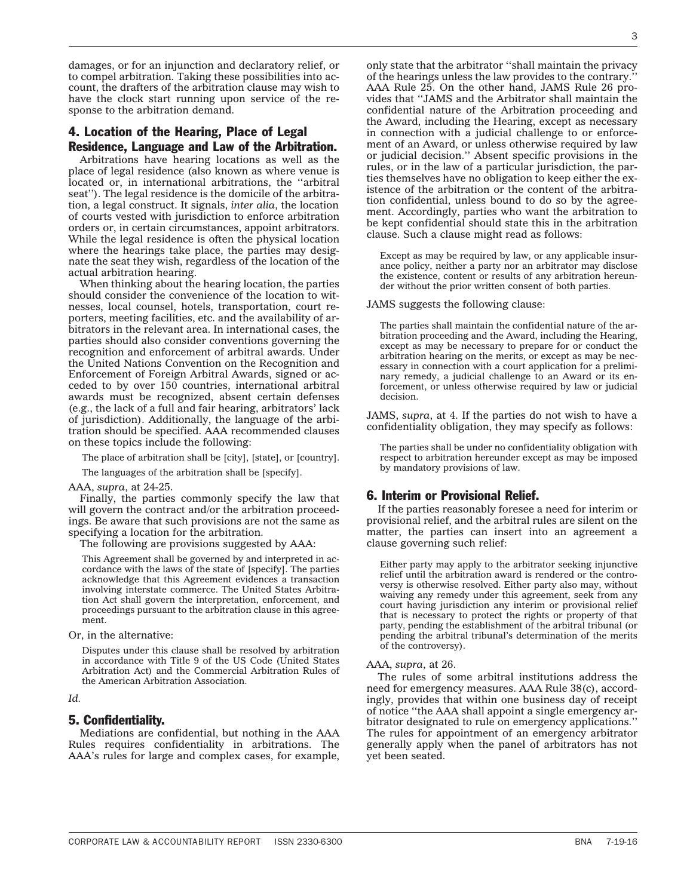damages, or for an injunction and declaratory relief, or to compel arbitration. Taking these possibilities into account, the drafters of the arbitration clause may wish to have the clock start running upon service of the response to the arbitration demand.

## 4. Location of the Hearing, Place of Legal Residence, Language and Law of the Arbitration.

Arbitrations have hearing locations as well as the place of legal residence (also known as where venue is located or, in international arbitrations, the ''arbitral seat''). The legal residence is the domicile of the arbitration, a legal construct. It signals, *inter alia*, the location of courts vested with jurisdiction to enforce arbitration orders or, in certain circumstances, appoint arbitrators. While the legal residence is often the physical location where the hearings take place, the parties may designate the seat they wish, regardless of the location of the actual arbitration hearing.

When thinking about the hearing location, the parties should consider the convenience of the location to witnesses, local counsel, hotels, transportation, court reporters, meeting facilities, etc. and the availability of arbitrators in the relevant area. In international cases, the parties should also consider conventions governing the recognition and enforcement of arbitral awards. Under the United Nations Convention on the Recognition and Enforcement of Foreign Arbitral Awards, signed or acceded to by over 150 countries, international arbitral awards must be recognized, absent certain defenses (e.g., the lack of a full and fair hearing, arbitrators' lack of jurisdiction). Additionally, the language of the arbitration should be specified. AAA recommended clauses on these topics include the following:

> The place of arbitration shall be [city], [state], or [country].
>
> The languages of the arbitration shall be [specify].

AAA, *supra*, at 24-25.

Finally, the parties commonly specify the law that will govern the contract and/or the arbitration proceedings. Be aware that such provisions are not the same as specifying a location for the arbitration.

The following are provisions suggested by AAA:

> This Agreement shall be governed by and interpreted in accordance with the laws of the state of [specify]. The parties acknowledge that this Agreement evidences a transaction involving interstate commerce. The United States Arbitration Act shall govern the interpretation, enforcement, and proceedings pursuant to the arbitration clause in this agreement.

Or, in the alternative:

> Disputes under this clause shall be resolved by arbitration in accordance with Title 9 of the US Code (United States Arbitration Act) and the Commercial Arbitration Rules of the American Arbitration Association.

*Id.*

## 5. Confidentiality.

Mediations are confidential, but nothing in the AAA Rules requires confidentiality in arbitrations. The AAA's rules for large and complex cases, for example, only state that the arbitrator ''shall maintain the privacy of the hearings unless the law provides to the contrary.'' AAA Rule 25. On the other hand, JAMS Rule 26 provides that ''JAMS and the Arbitrator shall maintain the confidential nature of the Arbitration proceeding and the Award, including the Hearing, except as necessary in connection with a judicial challenge to or enforcement of an Award, or unless otherwise required by law or judicial decision.'' Absent specific provisions in the rules, or in the law of a particular jurisdiction, the parties themselves have no obligation to keep either the existence of the arbitration or the content of the arbitration confidential, unless bound to do so by the agreement. Accordingly, parties who want the arbitration to be kept confidential should state this in the arbitration clause. Such a clause might read as follows:

> Except as may be required by law, or any applicable insurance policy, neither a party nor an arbitrator may disclose the existence, content or results of any arbitration hereunder without the prior written consent of both parties.

JAMS suggests the following clause:

> The parties shall maintain the confidential nature of the arbitration proceeding and the Award, including the Hearing, except as may be necessary to prepare for or conduct the arbitration hearing on the merits, or except as may be necessary in connection with a court application for a preliminary remedy, a judicial challenge to an Award or its enforcement, or unless otherwise required by law or judicial decision.

JAMS, *supra*, at 4. If the parties do not wish to have a confidentiality obligation, they may specify as follows:

> The parties shall be under no confidentiality obligation with respect to arbitration hereunder except as may be imposed by mandatory provisions of law.

## 6. Interim or Provisional Relief.

If the parties reasonably foresee a need for interim or provisional relief, and the arbitral rules are silent on the matter, the parties can insert into an agreement a clause governing such relief:

> Either party may apply to the arbitrator seeking injunctive relief until the arbitration award is rendered or the controversy is otherwise resolved. Either party also may, without waiving any remedy under this agreement, seek from any court having jurisdiction any interim or provisional relief that is necessary to protect the rights or property of that party, pending the establishment of the arbitral tribunal (or pending the arbitral tribunal's determination of the merits of the controversy).

AAA, *supra*, at 26.

The rules of some arbitral institutions address the need for emergency measures. AAA Rule 38(c), accordingly, provides that within one business day of receipt of notice ''the AAA shall appoint a single emergency arbitrator designated to rule on emergency applications.'' The rules for appointment of an emergency arbitrator generally apply when the panel of arbitrators has not yet been seated.